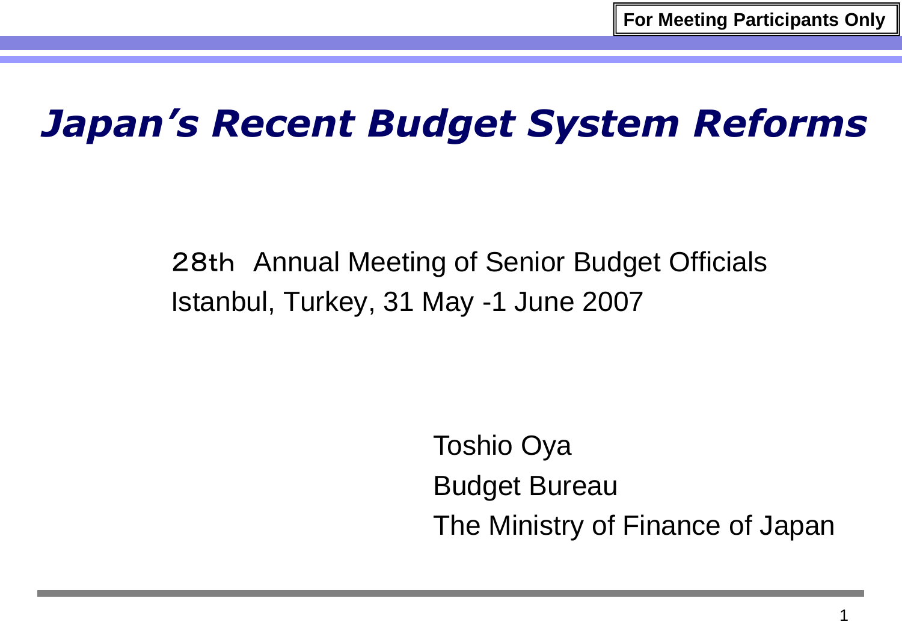For Meeting Participants Only

# *Japan's Recent Budget System Reforms*

28th Annual Meeting of Senior Budget Officials
Istanbul, Turkey, 31 May -1 June 2007

Toshio Oya
Budget Bureau
The Ministry of Finance of Japan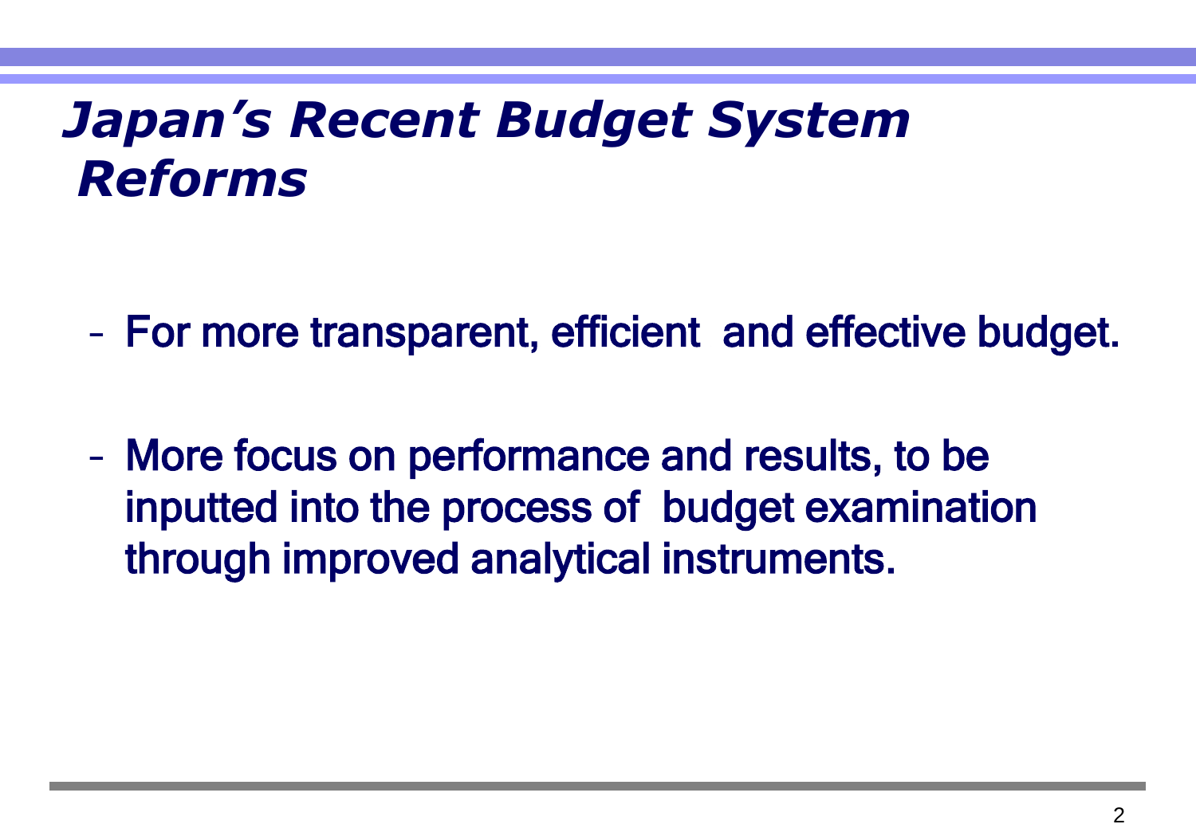# *Japan's Recent Budget System Reforms*

- For more transparent, efficient and effective budget.
- More focus on performance and results, to be inputted into the process of budget examination through improved analytical instruments.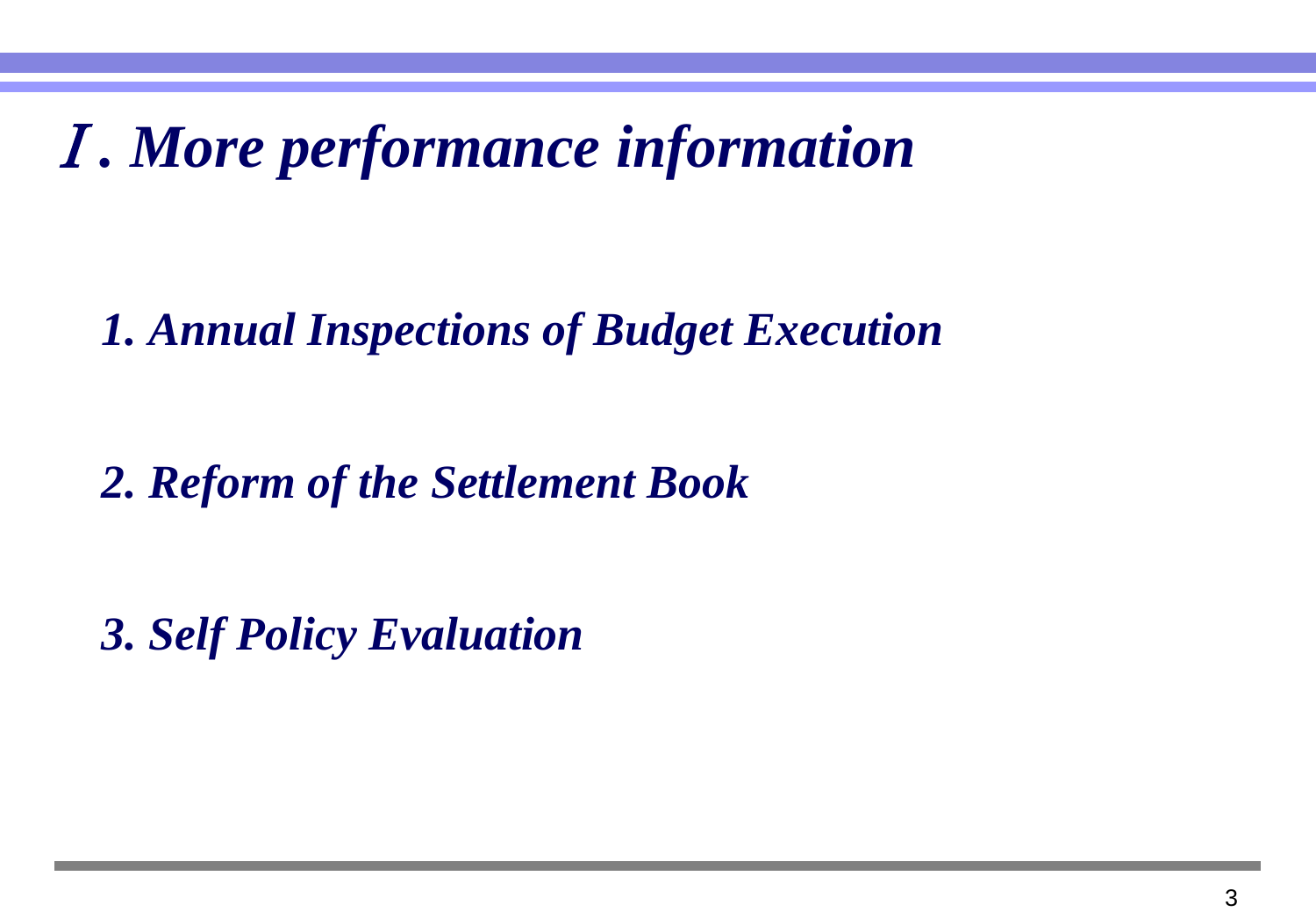# Ⅰ. *More performance information*

***1. Annual Inspections of Budget Execution***

***2. Reform of the Settlement Book***

***3. Self Policy Evaluation***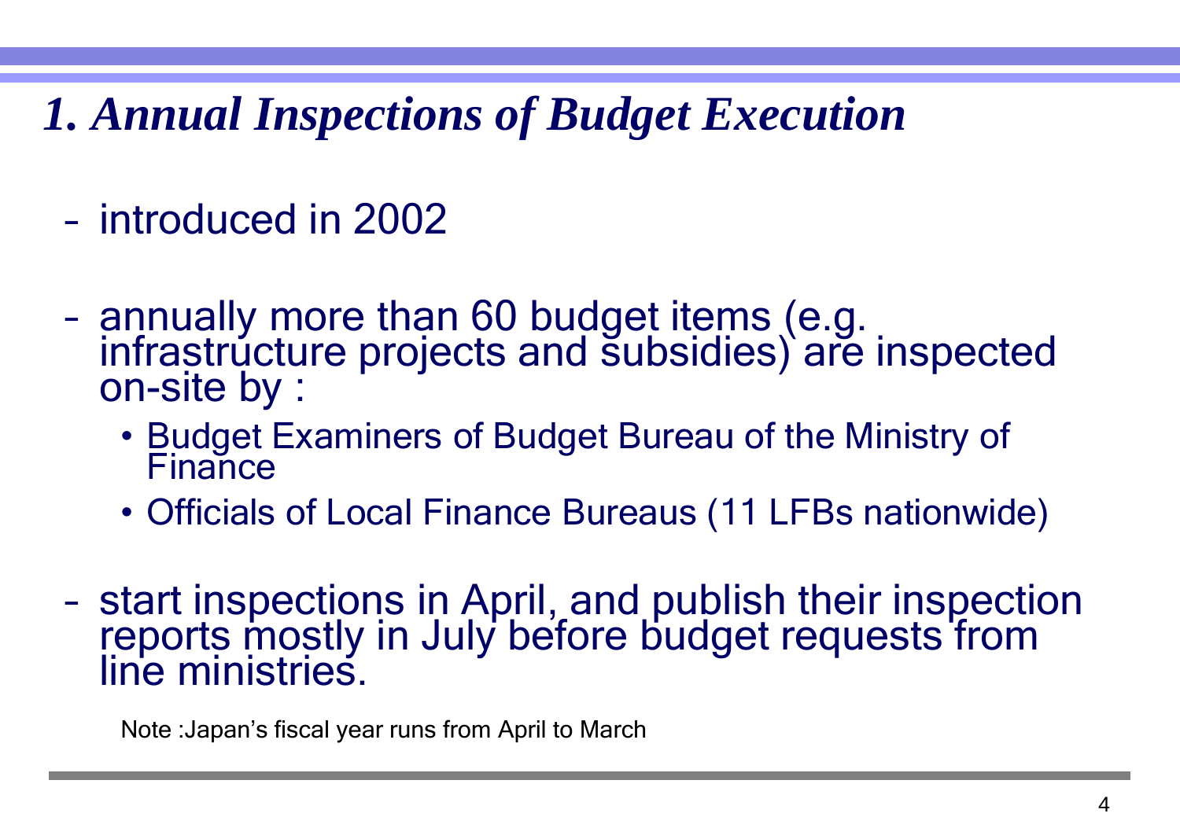# *1. Annual Inspections of Budget Execution*

- introduced in 2002

- annually more than 60 budget items (e.g. infrastructure projects and subsidies) are inspected on-site by :
  - Budget Examiners of Budget Bureau of the Ministry of Finance
  - Officials of Local Finance Bureaus (11 LFBs nationwide)

- start inspections in April, and publish their inspection reports mostly in July before budget requests from line ministries.

Note :Japan's fiscal year runs from April to March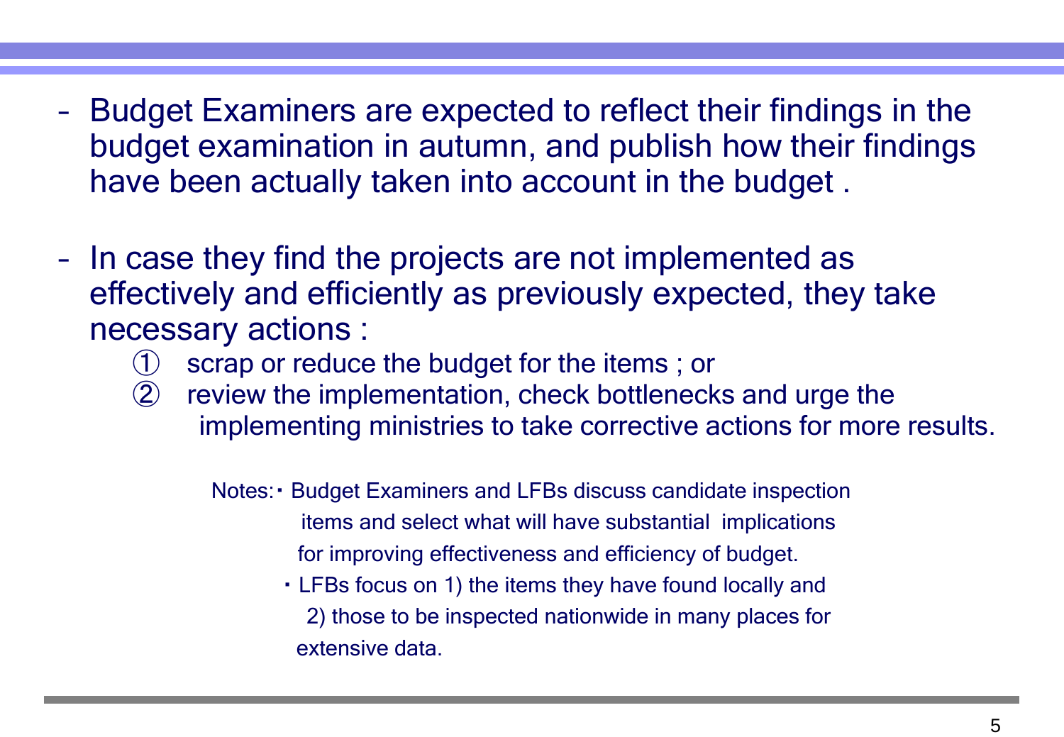- Budget Examiners are expected to reflect their findings in the budget examination in autumn, and publish how their findings have been actually taken into account in the budget .

- In case they find the projects are not implemented as effectively and efficiently as previously expected, they take necessary actions :
  - ① scrap or reduce the budget for the items ; or
  - ② review the implementation, check bottlenecks and urge the implementing ministries to take corrective actions for more results.

Notes:
- Budget Examiners and LFBs discuss candidate inspection items and select what will have substantial implications for improving effectiveness and efficiency of budget.
- LFBs focus on 1) the items they have found locally and 2) those to be inspected nationwide in many places for extensive data.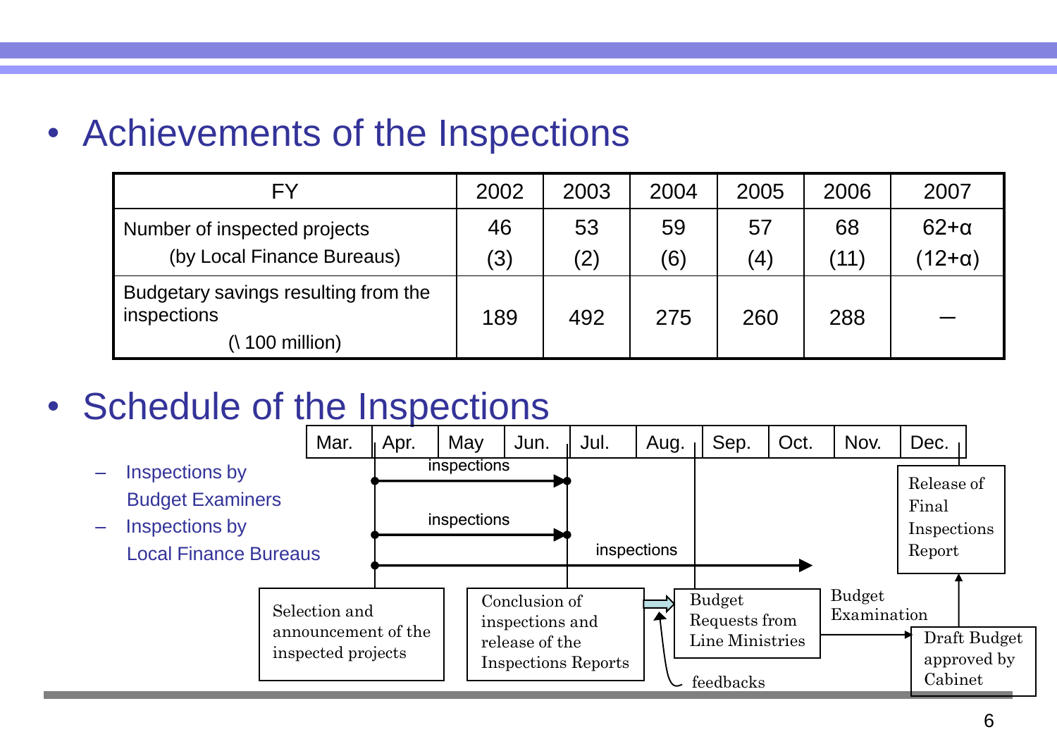- Achievements of the Inspections

| FY | 2002 | 2003 | 2004 | 2005 | 2006 | 2007 |
|---|---|---|---|---|---|---|
| Number of inspected projects (by Local Finance Bureaus) | 46 (3) | 53 (2) | 59 (6) | 57 (4) | 68 (11) | 62+α (12+α) |
| Budgetary savings resulting from the inspections (\ 100 million) | 189 | 492 | 275 | 260 | 288 | ― |

- Schedule of the Inspections

| | Mar. | Apr. | May | Jun. | Jul. | Aug. | Sep. | Oct. | Nov. | Dec. |
|---|---|---|---|---|---|---|---|---|---|---|

  – Inspections by Budget Examiners: inspections (Apr. – Jun.)

  – Inspections by Local Finance Bureaus: inspections (Apr. – Jun.); inspections (Apr. – Nov.)

Selection and announcement of the inspected projects (Apr.)

Conclusion of inspections and release of the Inspections Reports (Jun.) → Budget Requests from Line Ministries (Aug.) (feedbacks)

Budget Requests from Line Ministries → Budget Examination → Draft Budget approved by Cabinet (Dec.) → Release of Final Inspections Report (Dec.)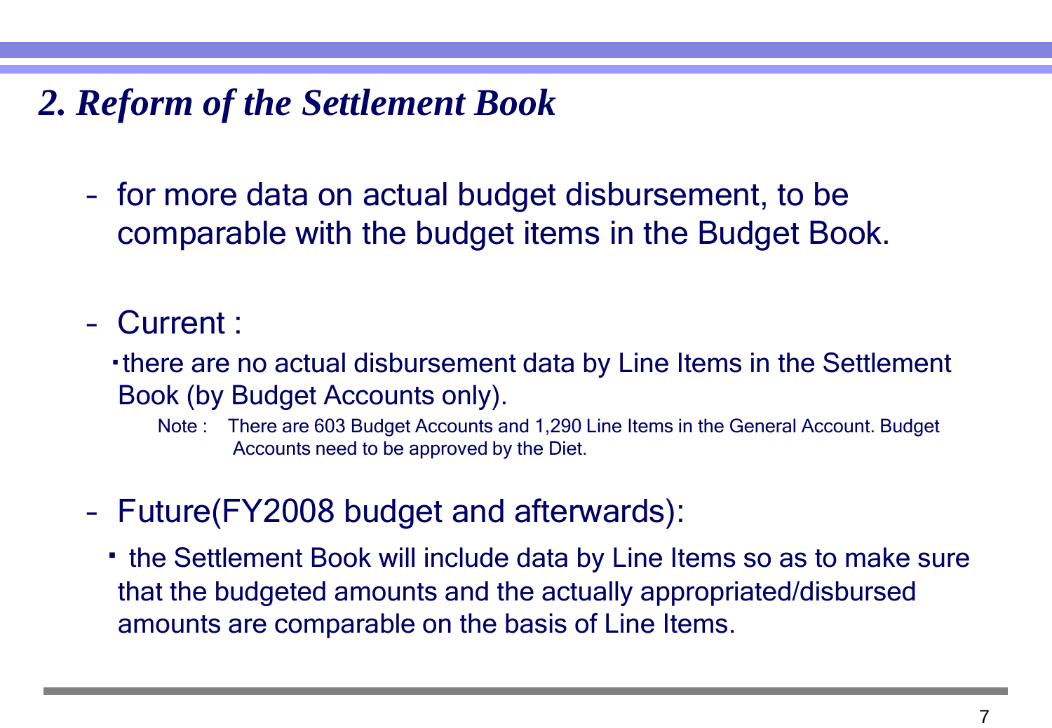## *2. Reform of the Settlement Book*

- for more data on actual budget disbursement, to be comparable with the budget items in the Budget Book.

- Current :

  ・there are no actual disbursement data by Line Items in the Settlement Book (by Budget Accounts only).

  Note : There are 603 Budget Accounts and 1,290 Line Items in the General Account. Budget Accounts need to be approved by the Diet.

- Future(FY2008 budget and afterwards):

  ・ the Settlement Book will include data by Line Items so as to make sure that the budgeted amounts and the actually appropriated/disbursed amounts are comparable on the basis of Line Items.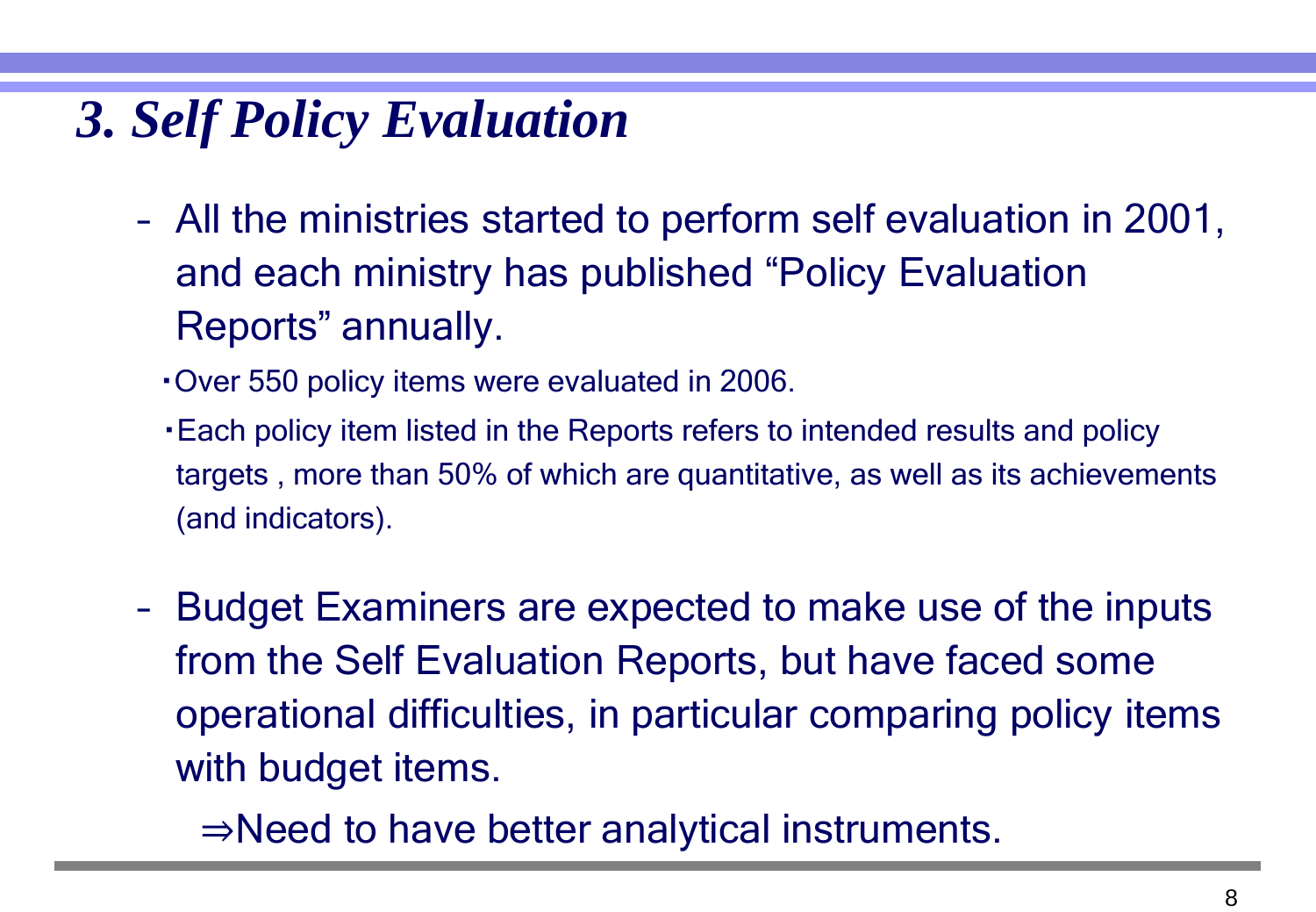# *3. Self Policy Evaluation*

- All the ministries started to perform self evaluation in 2001, and each ministry has published "Policy Evaluation Reports" annually.
  - ・Over 550 policy items were evaluated in 2006.
  - ・Each policy item listed in the Reports refers to intended results and policy targets , more than 50% of which are quantitative, as well as its achievements (and indicators).

- Budget Examiners are expected to make use of the inputs from the Self Evaluation Reports, but have faced some operational difficulties, in particular comparing policy items with budget items.

  ⇒Need to have better analytical instruments.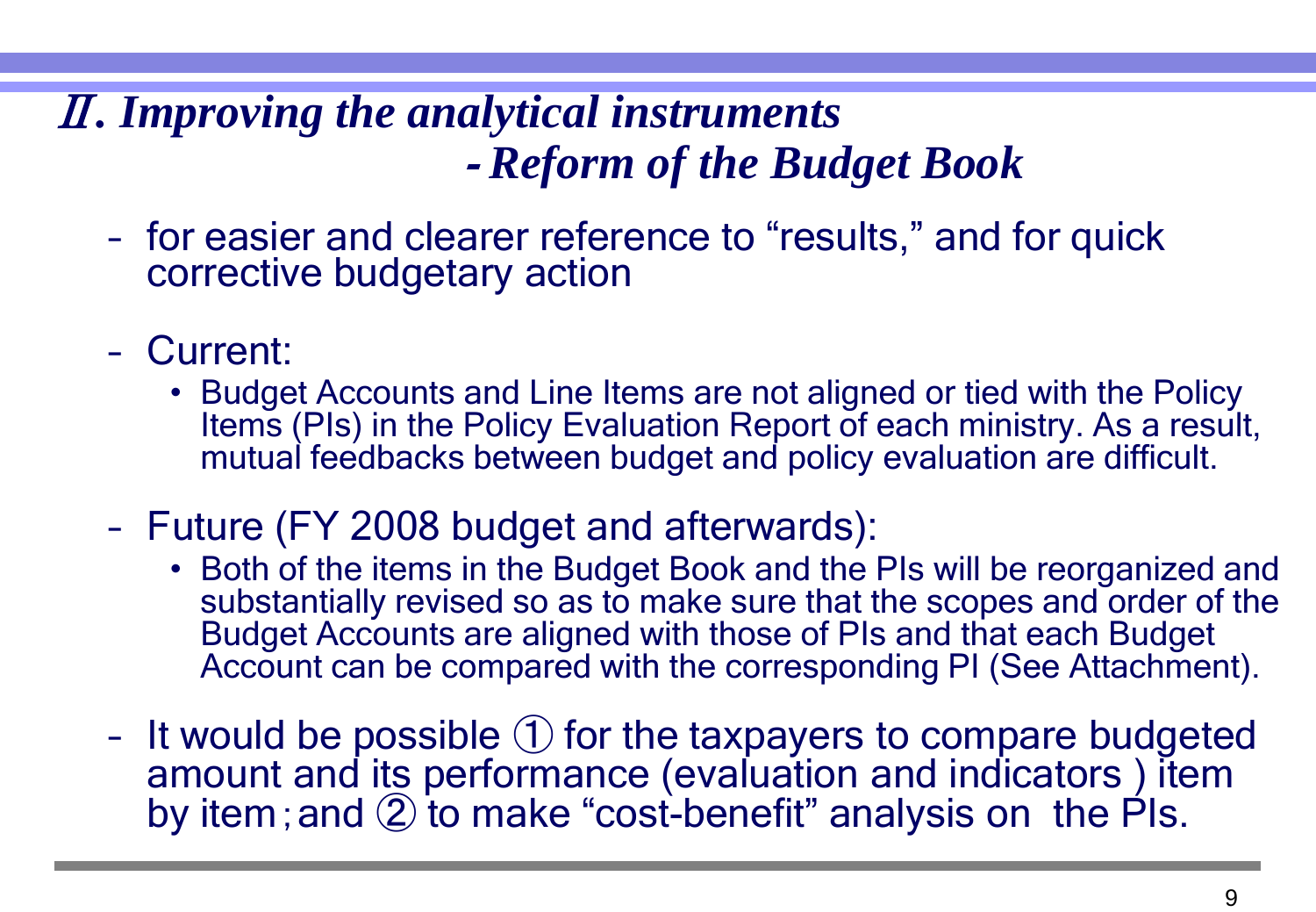## *Ⅱ. Improving the analytical instruments*
## *- Reform of the Budget Book*

- for easier and clearer reference to “results,” and for quick corrective budgetary action
- Current:
  - Budget Accounts and Line Items are not aligned or tied with the Policy Items (PIs) in the Policy Evaluation Report of each ministry. As a result, mutual feedbacks between budget and policy evaluation are difficult.
- Future (FY 2008 budget and afterwards):
  - Both of the items in the Budget Book and the PIs will be reorganized and substantially revised so as to make sure that the scopes and order of the Budget Accounts are aligned with those of PIs and that each Budget Account can be compared with the corresponding PI (See Attachment).
- It would be possible ① for the taxpayers to compare budgeted amount and its performance (evaluation and indicators ) item by item；and ② to make “cost-benefit” analysis on the PIs.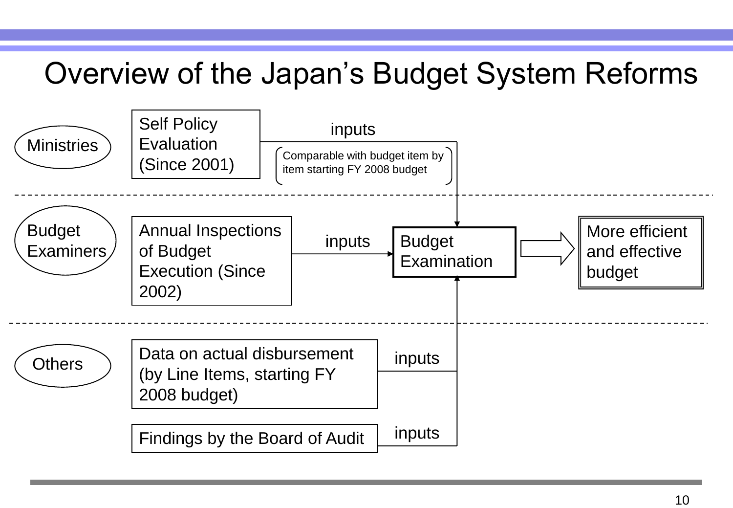# Overview of the Japan's Budget System Reforms

**Ministries**

- Self Policy Evaluation (Since 2001) — inputs → Budget Examination
  - (Comparable with budget item by item starting FY 2008 budget)

---

**Budget Examiners**

- Annual Inspections of Budget Execution (Since 2002) — inputs → Budget Examination

**Budget Examination** ⇨ **More efficient and effective budget**

---

**Others**

- Data on actual disbursement (by Line Items, starting FY 2008 budget) — inputs → Budget Examination
- Findings by the Board of Audit — inputs → Budget Examination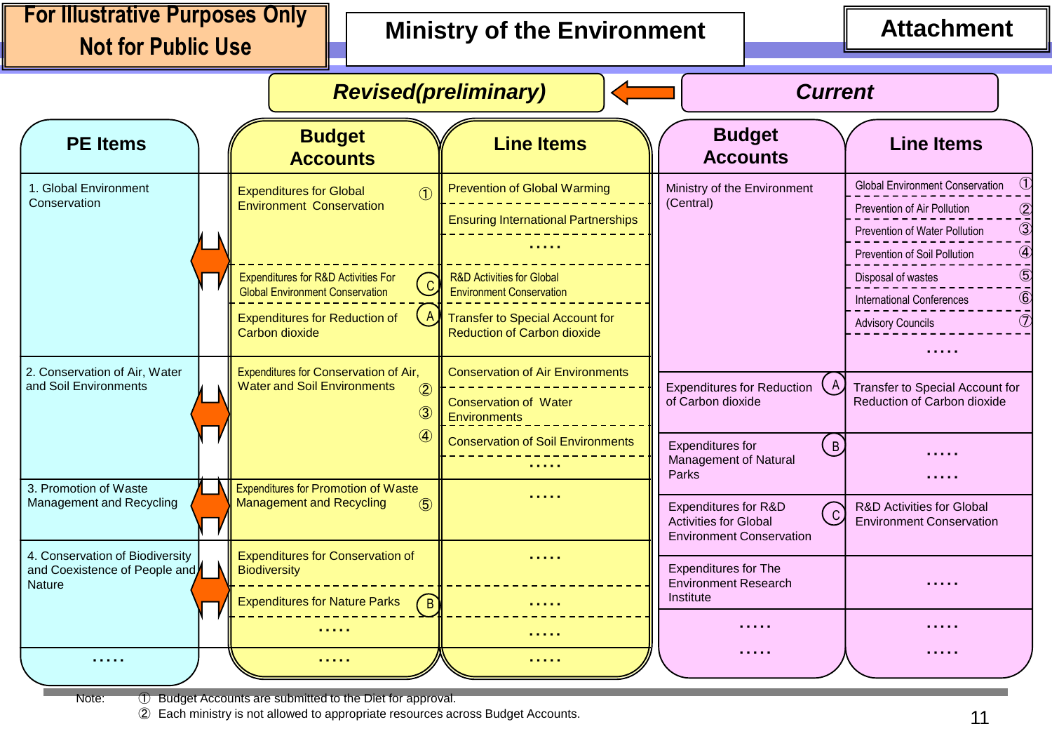For Illustrative Purposes Only
Not for Public Use

# Ministry of the Environment

**Attachment**

***Revised(preliminary)*** ← ***Current***

| PE Items | Budget Accounts (Revised) | Line Items (Revised) |
|---|---|---|
| 1. Global Environment Conservation | Expenditures for Global Environment Conservation ① | Prevention of Global Warming |
| | | Ensuring International Partnerships |
| | | ….. |
| | Expenditures for R&D Activities For Global Environment Conservation Ⓒ | R&D Activities for Global Environment Conservation |
| | Expenditures for Reduction of Carbon dioxide Ⓐ | Transfer to Special Account for Reduction of Carbon dioxide |
| 2. Conservation of Air, Water and Soil Environments | Expenditures for Conservation of Air, Water and Soil Environments ② ③ ④ | Conservation of Air Environments |
| | | Conservation of Water Environments |
| | | Conservation of Soil Environments |
| | | ….. |
| 3. Promotion of Waste Management and Recycling | Expenditures for Promotion of Waste Management and Recycling ⑤ | ….. |
| 4. Conservation of Biodiversity and Coexistence of People and Nature | Expenditures for Conservation of Biodiversity | ….. |
| | Expenditures for Nature Parks Ⓑ | ….. |
| | ….. | ….. |
| ….. | ….. | ….. |

| Budget Accounts (Current) | Line Items (Current) |
|---|---|
| Ministry of the Environment (Central) | Global Environment Conservation ① |
| | Prevention of Air Pollution ② |
| | Prevention of Water Pollution ③ |
| | Prevention of Soil Pollution ④ |
| | Disposal of wastes ⑤ |
| | International Conferences ⑥ |
| | Advisory Councils ⑦ |
| | ….. |
| Expenditures for Reduction of Carbon dioxide Ⓐ | Transfer to Special Account for Reduction of Carbon dioxide |
| Expenditures for Management of Natural Parks Ⓑ | ….. ….. |
| Expenditures for R&D Activities for Global Environment Conservation Ⓒ | R&D Activities for Global Environment Conservation |
| Expenditures for The Environment Research Institute | ….. |
| ….. ….. | ….. ….. |

Note: ① Budget Accounts are submitted to the Diet for approval.
② Each ministry is not allowed to appropriate resources across Budget Accounts.